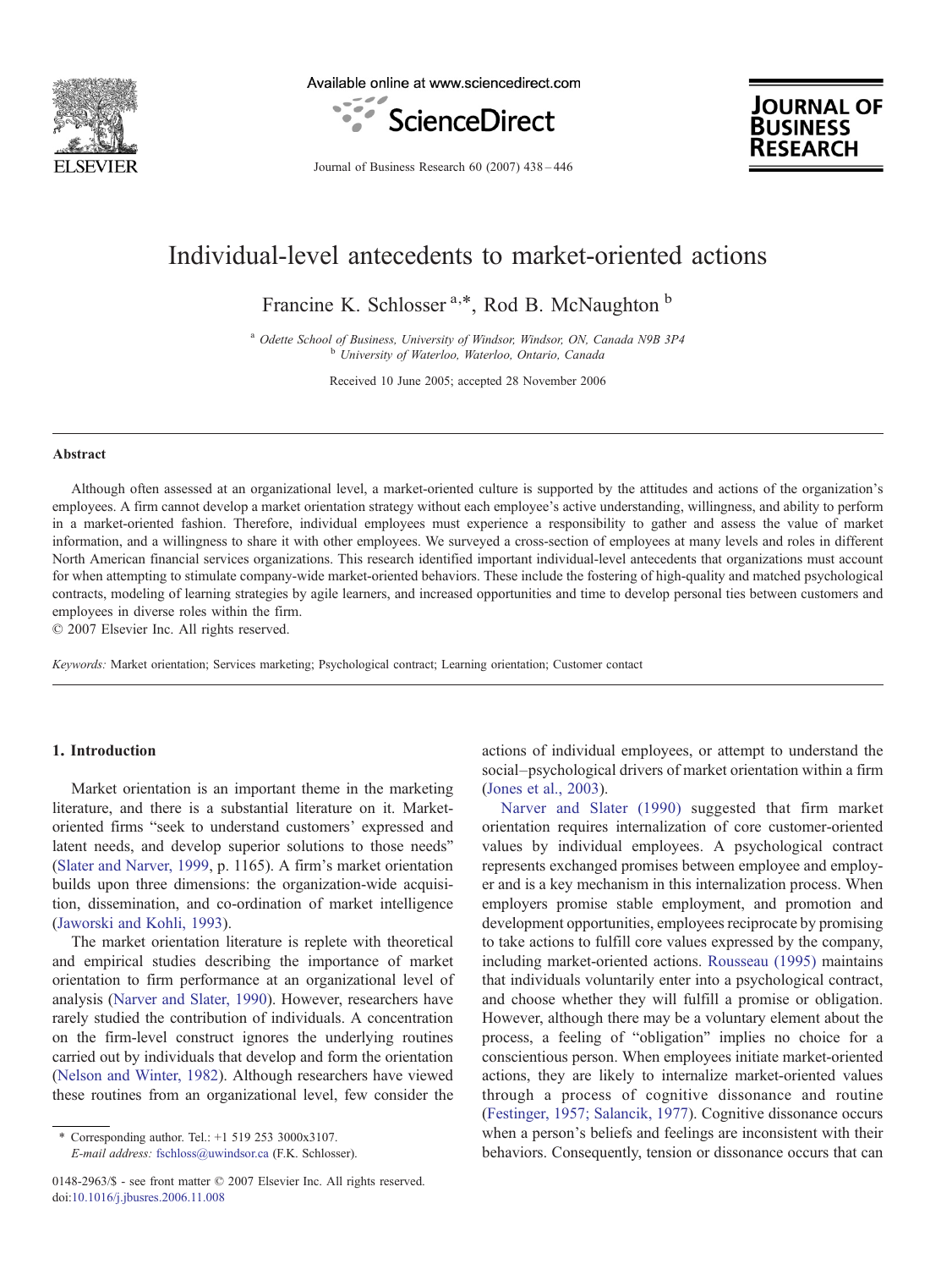# Individual-level antecedents to market-oriented actions

Francine K. Schlosser [a,*], Rod B. McNaughton [b]

[a] *Odette School of Business, University of Windsor, Windsor, ON, Canada N9B 3P4*
[b] *University of Waterloo, Waterloo, Ontario, Canada*

Received 10 June 2005; accepted 28 November 2006

## Abstract

Although often assessed at an organizational level, a market-oriented culture is supported by the attitudes and actions of the organization's employees. A firm cannot develop a market orientation strategy without each employee's active understanding, willingness, and ability to perform in a market-oriented fashion. Therefore, individual employees must experience a responsibility to gather and assess the value of market information, and a willingness to share it with other employees. We surveyed a cross-section of employees at many levels and roles in different North American financial services organizations. This research identified important individual-level antecedents that organizations must account for when attempting to stimulate company-wide market-oriented behaviors. These include the fostering of high-quality and matched psychological contracts, modeling of learning strategies by agile learners, and increased opportunities and time to develop personal ties between customers and employees in diverse roles within the firm.

© 2007 Elsevier Inc. All rights reserved.

*Keywords:* Market orientation; Services marketing; Psychological contract; Learning orientation; Customer contact

## 1. Introduction

Market orientation is an important theme in the marketing literature, and there is a substantial literature on it. Market-oriented firms "seek to understand customers' expressed and latent needs, and develop superior solutions to those needs" (Slater and Narver, 1999, p. 1165). A firm's market orientation builds upon three dimensions: the organization-wide acquisition, dissemination, and co-ordination of market intelligence (Jaworski and Kohli, 1993).

The market orientation literature is replete with theoretical and empirical studies describing the importance of market orientation to firm performance at an organizational level of analysis (Narver and Slater, 1990). However, researchers have rarely studied the contribution of individuals. A concentration on the firm-level construct ignores the underlying routines carried out by individuals that develop and form the orientation (Nelson and Winter, 1982). Although researchers have viewed these routines from an organizational level, few consider the actions of individual employees, or attempt to understand the social–psychological drivers of market orientation within a firm (Jones et al., 2003).

Narver and Slater (1990) suggested that firm market orientation requires internalization of core customer-oriented values by individual employees. A psychological contract represents exchanged promises between employee and employer and is a key mechanism in this internalization process. When employers promise stable employment, and promotion and development opportunities, employees reciprocate by promising to take actions to fulfill core values expressed by the company, including market-oriented actions. Rousseau (1995) maintains that individuals voluntarily enter into a psychological contract, and choose whether they will fulfill a promise or obligation. However, although there may be a voluntary element about the process, a feeling of "obligation" implies no choice for a conscientious person. When employees initiate market-oriented actions, they are likely to internalize market-oriented values through a process of cognitive dissonance and routine (Festinger, 1957; Salancik, 1977). Cognitive dissonance occurs when a person's beliefs and feelings are inconsistent with their behaviors. Consequently, tension or dissonance occurs that can

\* Corresponding author. Tel.: +1 519 253 3000x3107.
*E-mail address:* fschloss@uwindsor.ca (F.K. Schlosser).

0148-2963/$ - see front matter © 2007 Elsevier Inc. All rights reserved.
doi:10.1016/j.jbusres.2006.11.008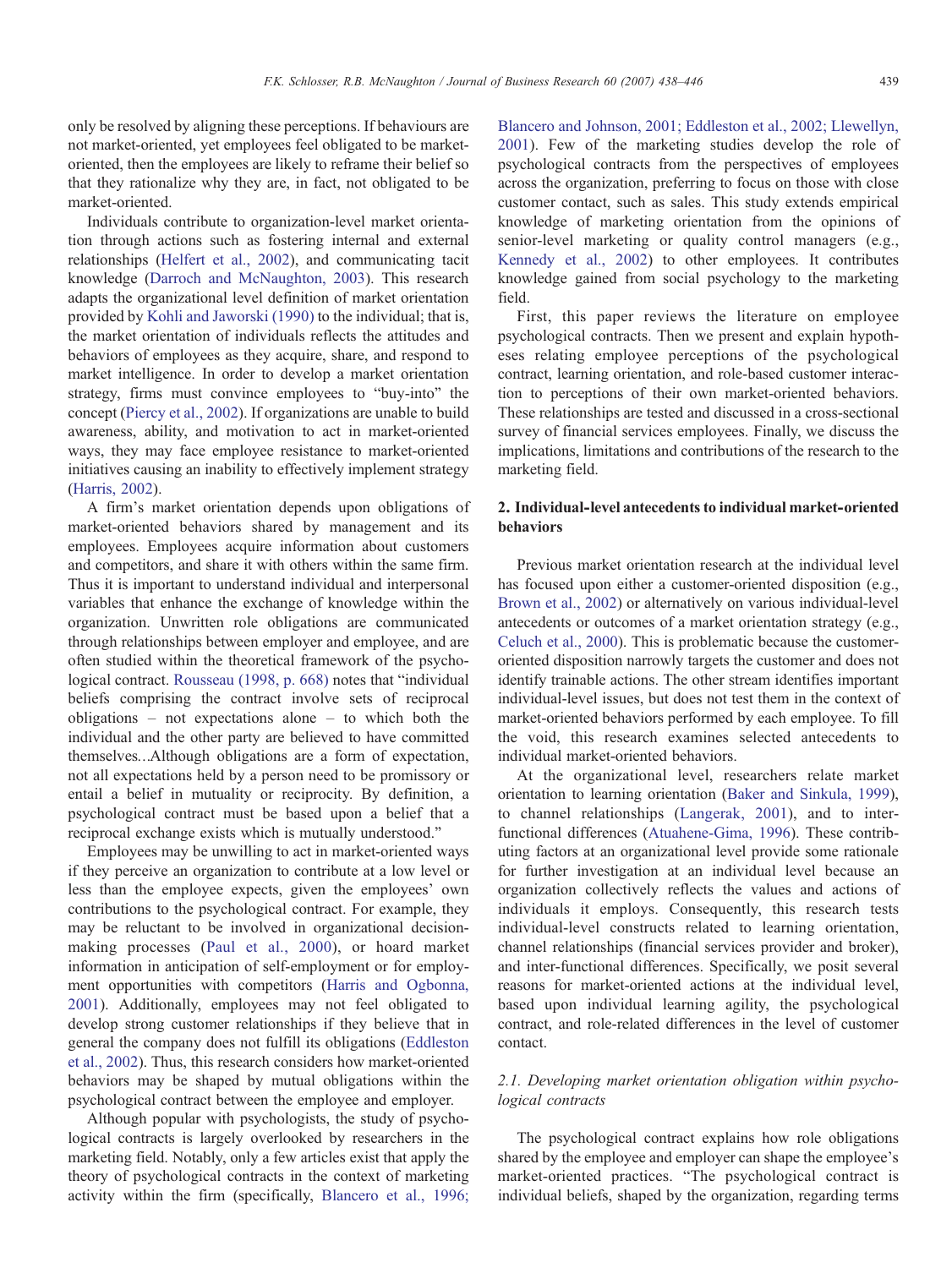only be resolved by aligning these perceptions. If behaviours are not market-oriented, yet employees feel obligated to be market-oriented, then the employees are likely to reframe their belief so that they rationalize why they are, in fact, not obligated to be market-oriented.

Individuals contribute to organization-level market orientation through actions such as fostering internal and external relationships (Helfert et al., 2002), and communicating tacit knowledge (Darroch and McNaughton, 2003). This research adapts the organizational level definition of market orientation provided by Kohli and Jaworski (1990) to the individual; that is, the market orientation of individuals reflects the attitudes and behaviors of employees as they acquire, share, and respond to market intelligence. In order to develop a market orientation strategy, firms must convince employees to "buy-into" the concept (Piercy et al., 2002). If organizations are unable to build awareness, ability, and motivation to act in market-oriented ways, they may face employee resistance to market-oriented initiatives causing an inability to effectively implement strategy (Harris, 2002).

A firm's market orientation depends upon obligations of market-oriented behaviors shared by management and its employees. Employees acquire information about customers and competitors, and share it with others within the same firm. Thus it is important to understand individual and interpersonal variables that enhance the exchange of knowledge within the organization. Unwritten role obligations are communicated through relationships between employer and employee, and are often studied within the theoretical framework of the psychological contract. Rousseau (1998, p. 668) notes that "individual beliefs comprising the contract involve sets of reciprocal obligations – not expectations alone – to which both the individual and the other party are believed to have committed themselves…Although obligations are a form of expectation, not all expectations held by a person need to be promissory or entail a belief in mutuality or reciprocity. By definition, a psychological contract must be based upon a belief that a reciprocal exchange exists which is mutually understood."

Employees may be unwilling to act in market-oriented ways if they perceive an organization to contribute at a low level or less than the employee expects, given the employees' own contributions to the psychological contract. For example, they may be reluctant to be involved in organizational decision-making processes (Paul et al., 2000), or hoard market information in anticipation of self-employment or for employment opportunities with competitors (Harris and Ogbonna, 2001). Additionally, employees may not feel obligated to develop strong customer relationships if they believe that in general the company does not fulfill its obligations (Eddleston et al., 2002). Thus, this research considers how market-oriented behaviors may be shaped by mutual obligations within the psychological contract between the employee and employer.

Although popular with psychologists, the study of psychological contracts is largely overlooked by researchers in the marketing field. Notably, only a few articles exist that apply the theory of psychological contracts in the context of marketing activity within the firm (specifically, Blancero et al., 1996; Blancero and Johnson, 2001; Eddleston et al., 2002; Llewellyn, 2001). Few of the marketing studies develop the role of psychological contracts from the perspectives of employees across the organization, preferring to focus on those with close customer contact, such as sales. This study extends empirical knowledge of marketing orientation from the opinions of senior-level marketing or quality control managers (e.g., Kennedy et al., 2002) to other employees. It contributes knowledge gained from social psychology to the marketing field.

First, this paper reviews the literature on employee psychological contracts. Then we present and explain hypotheses relating employee perceptions of the psychological contract, learning orientation, and role-based customer interaction to perceptions of their own market-oriented behaviors. These relationships are tested and discussed in a cross-sectional survey of financial services employees. Finally, we discuss the implications, limitations and contributions of the research to the marketing field.

## 2. Individual-level antecedents to individual market-oriented behaviors

Previous market orientation research at the individual level has focused upon either a customer-oriented disposition (e.g., Brown et al., 2002) or alternatively on various individual-level antecedents or outcomes of a market orientation strategy (e.g., Celuch et al., 2000). This is problematic because the customer-oriented disposition narrowly targets the customer and does not identify trainable actions. The other stream identifies important individual-level issues, but does not test them in the context of market-oriented behaviors performed by each employee. To fill the void, this research examines selected antecedents to individual market-oriented behaviors.

At the organizational level, researchers relate market orientation to learning orientation (Baker and Sinkula, 1999), to channel relationships (Langerak, 2001), and to inter-functional differences (Atuahene-Gima, 1996). These contributing factors at an organizational level provide some rationale for further investigation at an individual level because an organization collectively reflects the values and actions of individuals it employs. Consequently, this research tests individual-level constructs related to learning orientation, channel relationships (financial services provider and broker), and inter-functional differences. Specifically, we posit several reasons for market-oriented actions at the individual level, based upon individual learning agility, the psychological contract, and role-related differences in the level of customer contact.

### 2.1. Developing market orientation obligation within psychological contracts

The psychological contract explains how role obligations shared by the employee and employer can shape the employee's market-oriented practices. "The psychological contract is individual beliefs, shaped by the organization, regarding terms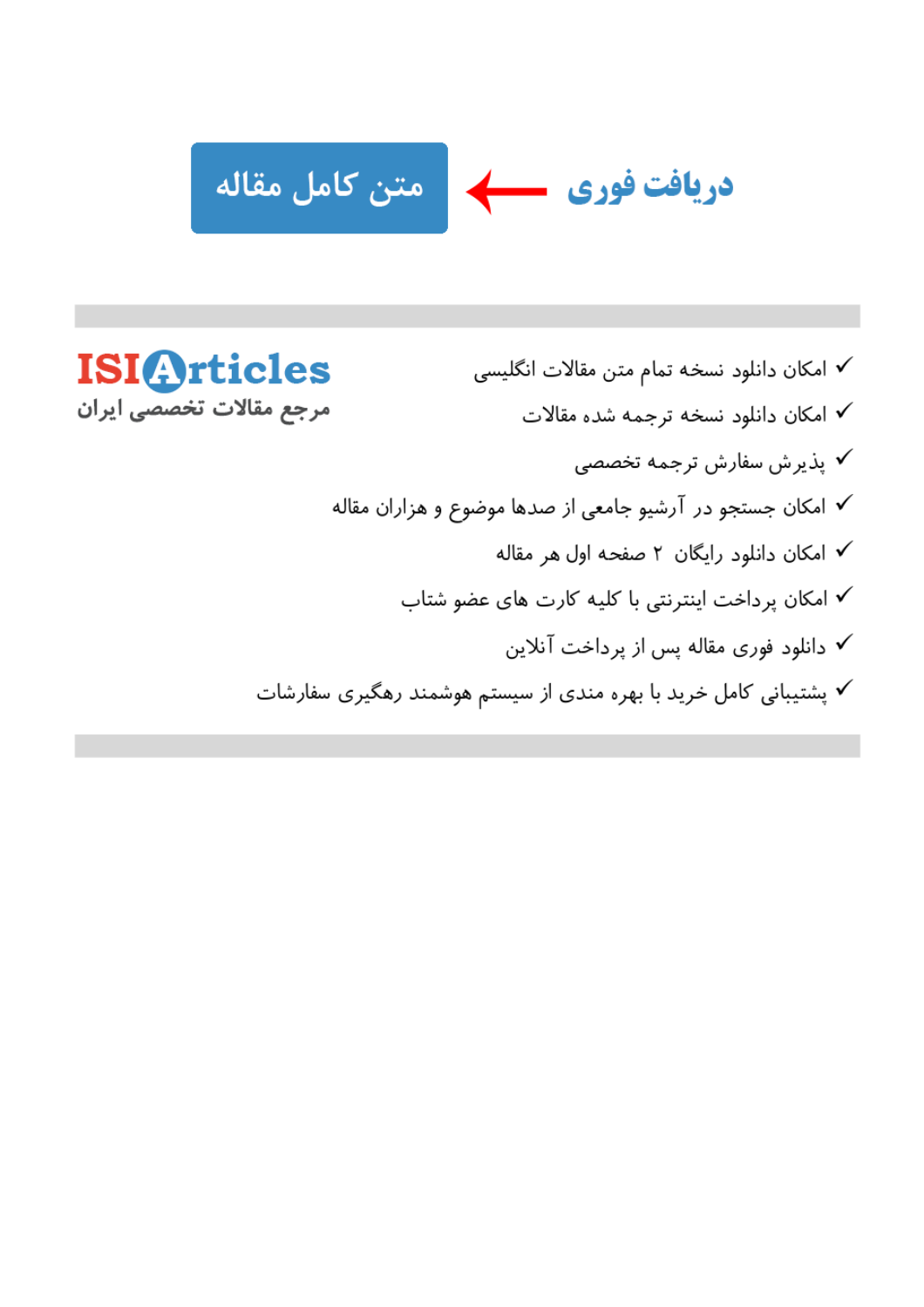**دریافت فوری** ← **متن کامل مقاله**

**ISIArticles**
مرجع مقالات تخصصی ایران

- ✓ امکان دانلود نسخه تمام متن مقالات انگلیسی
- ✓ امکان دانلود نسخه ترجمه شده مقالات
- ✓ پذیرش سفارش ترجمه تخصصی
- ✓ امکان جستجو در آرشیو جامعی از صدها موضوع و هزاران مقاله
- ✓ امکان دانلود رایگان ۲ صفحه اول هر مقاله
- ✓ امکان پرداخت اینترنتی با کلیه کارت های عضو شتاب
- ✓ دانلود فوری مقاله پس از پرداخت آنلاین
- ✓ پشتیبانی کامل خرید با بهره مندی از سیستم هوشمند رهگیری سفارشات